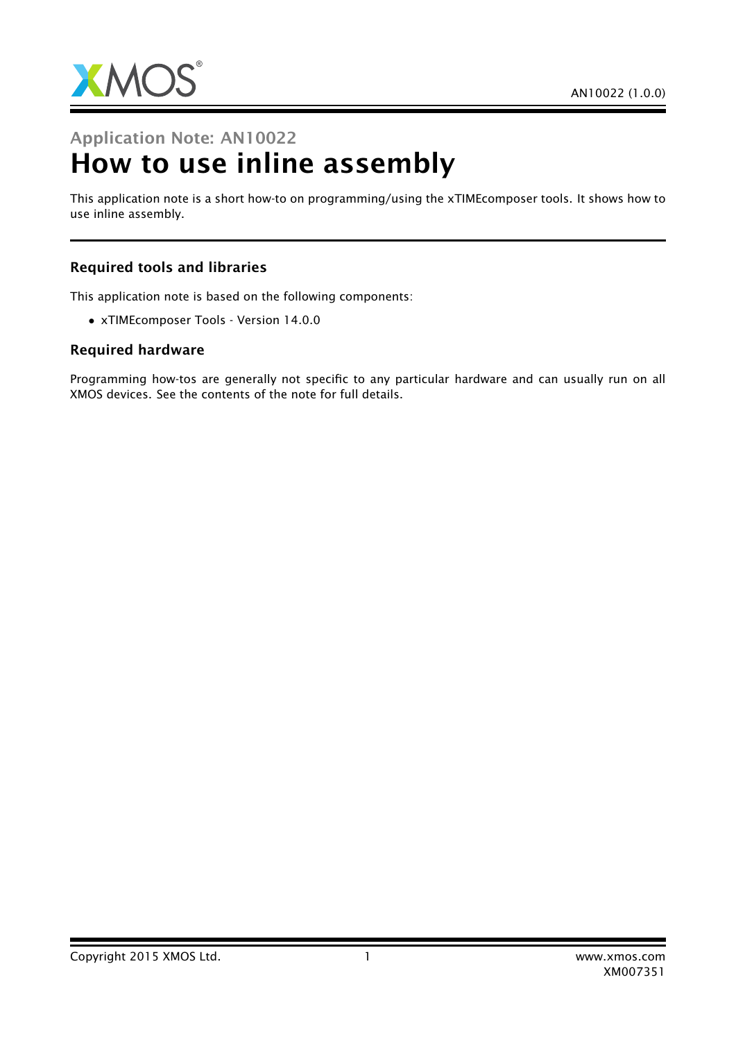Application Note: AN10022

# How to use inline assembly

This application note is a short how-to on programming/using the xTIMEcomposer tools. It shows how to use inline assembly.

### Required tools and libraries

This application note is based on the following components:

- xTIMEcomposer Tools - Version 14.0.0

### Required hardware

Programming how-tos are generally not specific to any particular hardware and can usually run on all XMOS devices. See the contents of the note for full details.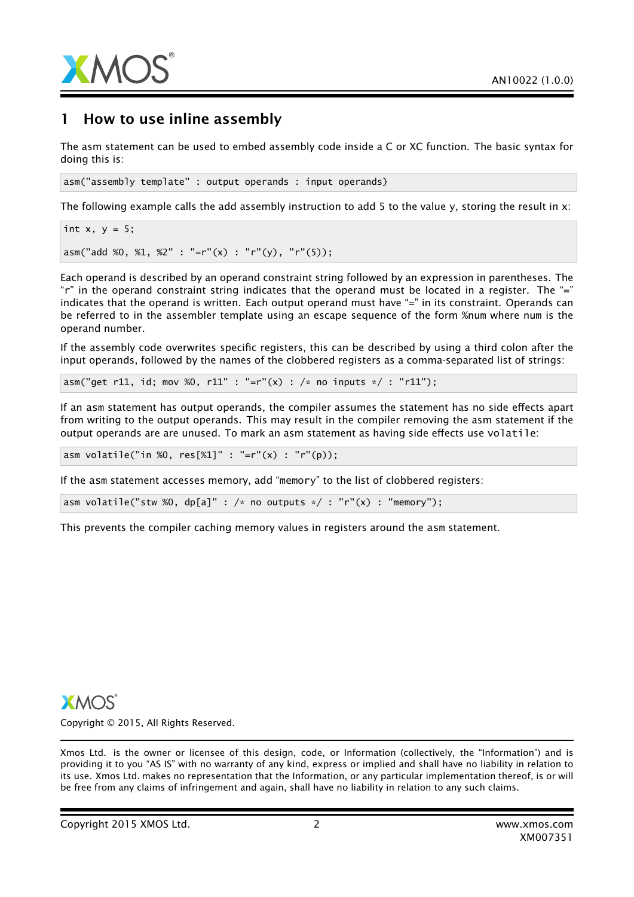# 1 How to use inline assembly

The asm statement can be used to embed assembly code inside a C or XC function. The basic syntax for doing this is:

```
asm("assembly template" : output operands : input operands)
```

The following example calls the add assembly instruction to add 5 to the value y, storing the result in x:

```
int x, y = 5;

asm("add %0, %1, %2" : "=r"(x) : "r"(y), "r"(5));
```

Each operand is described by an operand constraint string followed by an expression in parentheses. The "r" in the operand constraint string indicates that the operand must be located in a register. The "=" indicates that the operand is written. Each output operand must have "=" in its constraint. Operands can be referred to in the assembler template using an escape sequence of the form %num where num is the operand number.

If the assembly code overwrites specific registers, this can be described by using a third colon after the input operands, followed by the names of the clobbered registers as a comma-separated list of strings:

```
asm("get r11, id; mov %0, r11" : "=r"(x) : /* no inputs */ : "r11");
```

If an asm statement has output operands, the compiler assumes the statement has no side effects apart from writing to the output operands. This may result in the compiler removing the asm statement if the output operands are are unused. To mark an asm statement as having side effects use volatile:

```
asm volatile("in %0, res[%1]" : "=r"(x) : "r"(p));
```

If the asm statement accesses memory, add "memory" to the list of clobbered registers:

```
asm volatile("stw %0, dp[a]" : /* no outputs */ : "r"(x) : "memory");
```

This prevents the compiler caching memory values in registers around the asm statement.

XMOS

Copyright © 2015, All Rights Reserved.

Xmos Ltd. is the owner or licensee of this design, code, or Information (collectively, the "Information") and is providing it to you "AS IS" with no warranty of any kind, express or implied and shall have no liability in relation to its use. Xmos Ltd. makes no representation that the Information, or any particular implementation thereof, is or will be free from any claims of infringement and again, shall have no liability in relation to any such claims.